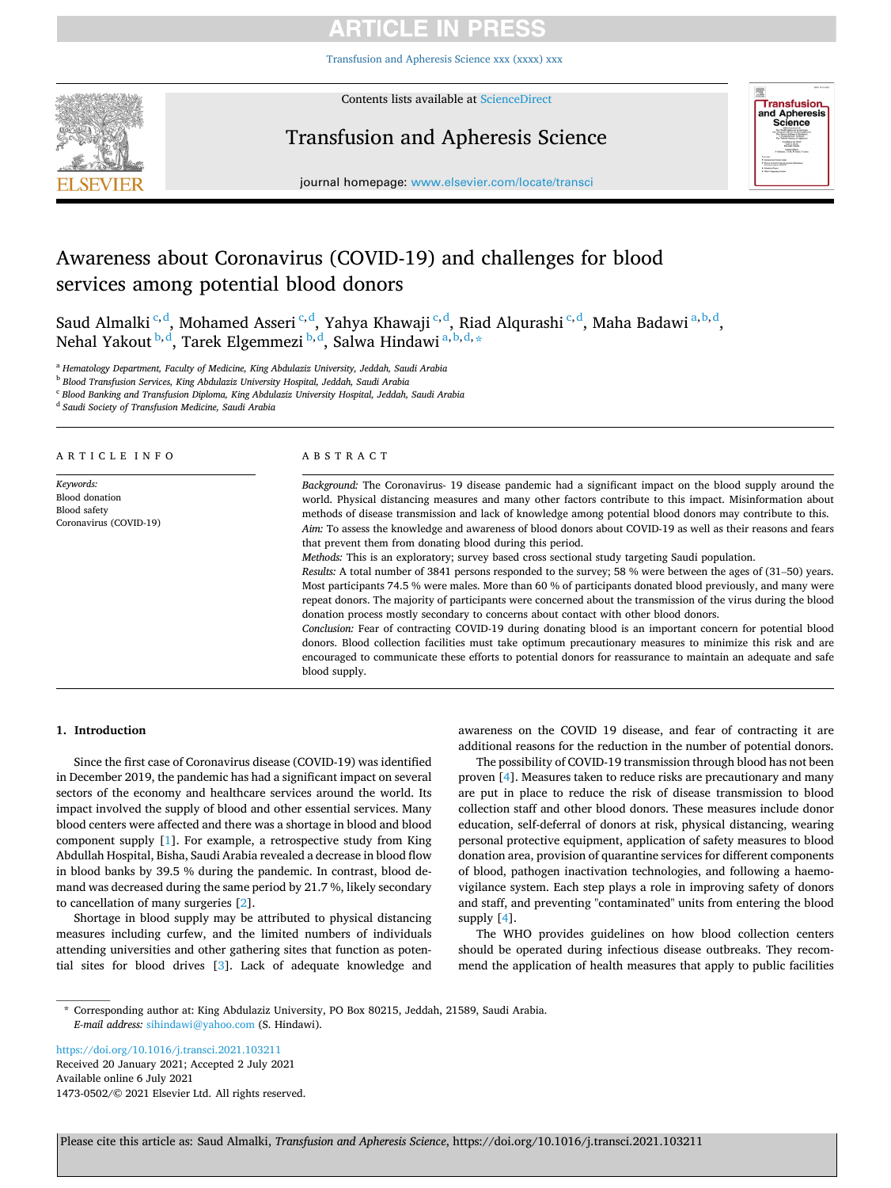# Awareness about Coronavirus (COVID-19) and challenges for blood services among potential blood donors

Saud Almalki [c,d], Mohamed Asseri [c,d], Yahya Khawaji [c,d], Riad Alqurashi [c,d], Maha Badawi [a,b,d], Nehal Yakout [b,d], Tarek Elgemmezi [b,d], Salwa Hindawi [a,b,d,*]

[a] Hematology Department, Faculty of Medicine, King Abdulaziz University, Jeddah, Saudi Arabia
[b] Blood Transfusion Services, King Abdulaziz University Hospital, Jeddah, Saudi Arabia
[c] Blood Banking and Transfusion Diploma, King Abdulaziz University Hospital, Jeddah, Saudi Arabia
[d] Saudi Society of Transfusion Medicine, Saudi Arabia

## ARTICLE INFO

*Keywords:*
Blood donation
Blood safety
Coronavirus (COVID-19)

## ABSTRACT

*Background:* The Coronavirus- 19 disease pandemic had a significant impact on the blood supply around the world. Physical distancing measures and many other factors contribute to this impact. Misinformation about methods of disease transmission and lack of knowledge among potential blood donors may contribute to this.

*Aim:* To assess the knowledge and awareness of blood donors about COVID-19 as well as their reasons and fears that prevent them from donating blood during this period.

*Methods:* This is an exploratory; survey based cross sectional study targeting Saudi population.

*Results:* A total number of 3841 persons responded to the survey; 58 % were between the ages of (31–50) years. Most participants 74.5 % were males. More than 60 % of participants donated blood previously, and many were repeat donors. The majority of participants were concerned about the transmission of the virus during the blood donation process mostly secondary to concerns about contact with other blood donors.

*Conclusion:* Fear of contracting COVID-19 during donating blood is an important concern for potential blood donors. Blood collection facilities must take optimum precautionary measures to minimize this risk and are encouraged to communicate these efforts to potential donors for reassurance to maintain an adequate and safe blood supply.

## 1. Introduction

Since the first case of Coronavirus disease (COVID-19) was identified in December 2019, the pandemic has had a significant impact on several sectors of the economy and healthcare services around the world. Its impact involved the supply of blood and other essential services. Many blood centers were affected and there was a shortage in blood and blood component supply [1]. For example, a retrospective study from King Abdullah Hospital, Bisha, Saudi Arabia revealed a decrease in blood flow in blood banks by 39.5 % during the pandemic. In contrast, blood demand was decreased during the same period by 21.7 %, likely secondary to cancellation of many surgeries [2].

Shortage in blood supply may be attributed to physical distancing measures including curfew, and the limited numbers of individuals attending universities and other gathering sites that function as potential sites for blood drives [3]. Lack of adequate knowledge and awareness on the COVID 19 disease, and fear of contracting it are additional reasons for the reduction in the number of potential donors.

The possibility of COVID-19 transmission through blood has not been proven [4]. Measures taken to reduce risks are precautionary and many are put in place to reduce the risk of disease transmission to blood collection staff and other blood donors. These measures include donor education, self-deferral of donors at risk, physical distancing, wearing personal protective equipment, application of safety measures to blood donation area, provision of quarantine services for different components of blood, pathogen inactivation technologies, and following a haemovigilance system. Each step plays a role in improving safety of donors and staff, and preventing "contaminated" units from entering the blood supply [4].

The WHO provides guidelines on how blood collection centers should be operated during infectious disease outbreaks. They recommend the application of health measures that apply to public facilities

---

* Corresponding author at: King Abdulaziz University, PO Box 80215, Jeddah, 21589, Saudi Arabia.
*E-mail address:* sihindawi@yahoo.com (S. Hindawi).

https://doi.org/10.1016/j.transci.2021.103211
Received 20 January 2021; Accepted 2 July 2021
Available online 6 July 2021
1473-0502/© 2021 Elsevier Ltd. All rights reserved.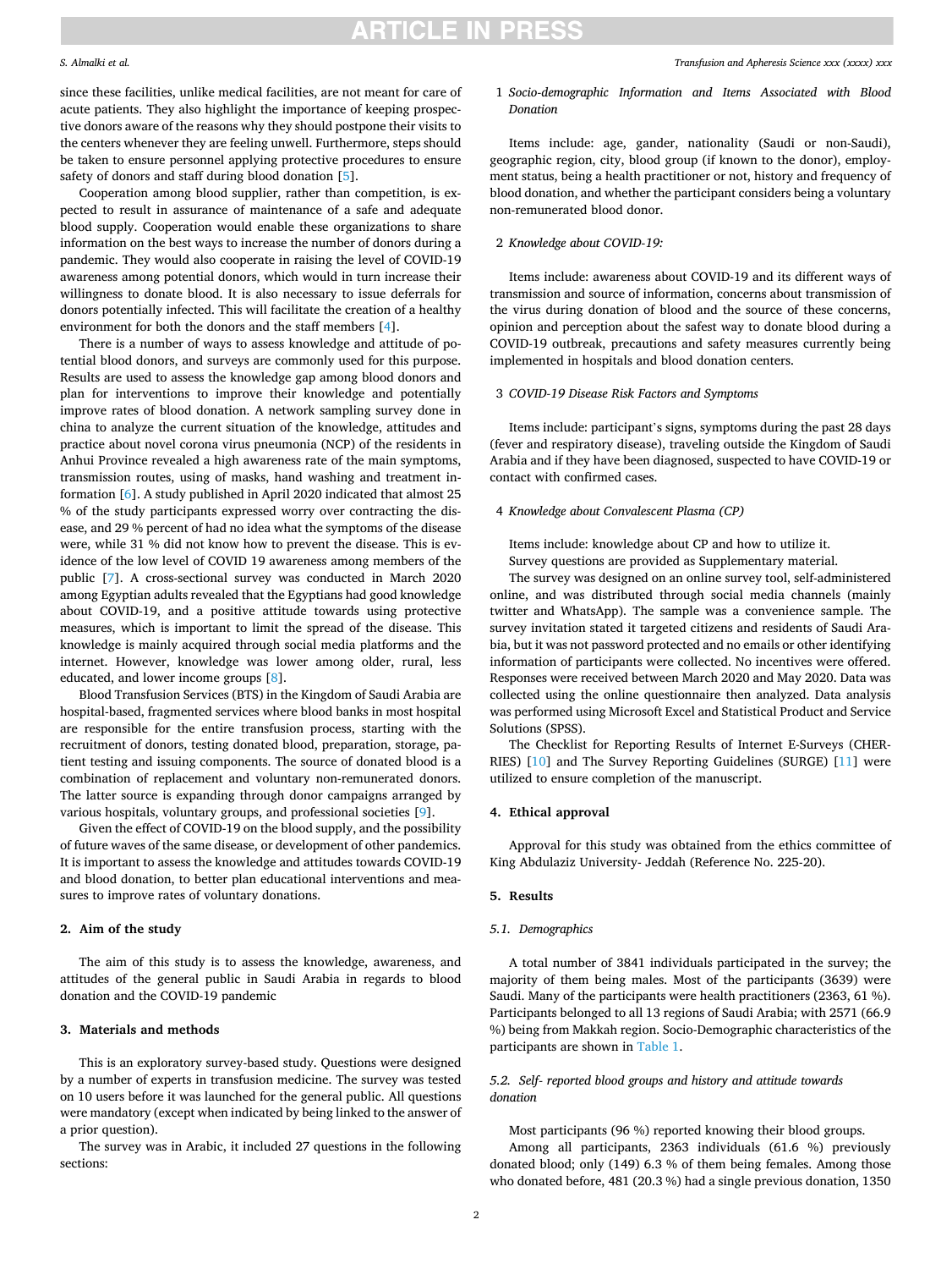since these facilities, unlike medical facilities, are not meant for care of acute patients. They also highlight the importance of keeping prospective donors aware of the reasons why they should postpone their visits to the centers whenever they are feeling unwell. Furthermore, steps should be taken to ensure personnel applying protective procedures to ensure safety of donors and staff during blood donation [5].

Cooperation among blood supplier, rather than competition, is expected to result in assurance of maintenance of a safe and adequate blood supply. Cooperation would enable these organizations to share information on the best ways to increase the number of donors during a pandemic. They would also cooperate in raising the level of COVID-19 awareness among potential donors, which would in turn increase their willingness to donate blood. It is also necessary to issue deferrals for donors potentially infected. This will facilitate the creation of a healthy environment for both the donors and the staff members [4].

There is a number of ways to assess knowledge and attitude of potential blood donors, and surveys are commonly used for this purpose. Results are used to assess the knowledge gap among blood donors and plan for interventions to improve their knowledge and potentially improve rates of blood donation. A network sampling survey done in china to analyze the current situation of the knowledge, attitudes and practice about novel corona virus pneumonia (NCP) of the residents in Anhui Province revealed a high awareness rate of the main symptoms, transmission routes, using of masks, hand washing and treatment information [6]. A study published in April 2020 indicated that almost 25 % of the study participants expressed worry over contracting the disease, and 29 % percent of had no idea what the symptoms of the disease were, while 31 % did not know how to prevent the disease. This is evidence of the low level of COVID 19 awareness among members of the public [7]. A cross-sectional survey was conducted in March 2020 among Egyptian adults revealed that the Egyptians had good knowledge about COVID-19, and a positive attitude towards using protective measures, which is important to limit the spread of the disease. This knowledge is mainly acquired through social media platforms and the internet. However, knowledge was lower among older, rural, less educated, and lower income groups [8].

Blood Transfusion Services (BTS) in the Kingdom of Saudi Arabia are hospital-based, fragmented services where blood banks in most hospital are responsible for the entire transfusion process, starting with the recruitment of donors, testing donated blood, preparation, storage, patient testing and issuing components. The source of donated blood is a combination of replacement and voluntary non-remunerated donors. The latter source is expanding through donor campaigns arranged by various hospitals, voluntary groups, and professional societies [9].

Given the effect of COVID-19 on the blood supply, and the possibility of future waves of the same disease, or development of other pandemics. It is important to assess the knowledge and attitudes towards COVID-19 and blood donation, to better plan educational interventions and measures to improve rates of voluntary donations.

## 2. Aim of the study

The aim of this study is to assess the knowledge, awareness, and attitudes of the general public in Saudi Arabia in regards to blood donation and the COVID-19 pandemic

## 3. Materials and methods

This is an exploratory survey-based study. Questions were designed by a number of experts in transfusion medicine. The survey was tested on 10 users before it was launched for the general public. All questions were mandatory (except when indicated by being linked to the answer of a prior question).

The survey was in Arabic, it included 27 questions in the following sections:

1 *Socio-demographic Information and Items Associated with Blood Donation*

Items include: age, gander, nationality (Saudi or non-Saudi), geographic region, city, blood group (if known to the donor), employment status, being a health practitioner or not, history and frequency of blood donation, and whether the participant considers being a voluntary non-remunerated blood donor.

2 *Knowledge about COVID-19:*

Items include: awareness about COVID-19 and its different ways of transmission and source of information, concerns about transmission of the virus during donation of blood and the source of these concerns, opinion and perception about the safest way to donate blood during a COVID-19 outbreak, precautions and safety measures currently being implemented in hospitals and blood donation centers.

3 *COVID-19 Disease Risk Factors and Symptoms*

Items include: participant's signs, symptoms during the past 28 days (fever and respiratory disease), traveling outside the Kingdom of Saudi Arabia and if they have been diagnosed, suspected to have COVID-19 or contact with confirmed cases.

4 *Knowledge about Convalescent Plasma (CP)*

Items include: knowledge about CP and how to utilize it.

Survey questions are provided as Supplementary material.

The survey was designed on an online survey tool, self-administered online, and was distributed through social media channels (mainly twitter and WhatsApp). The sample was a convenience sample. The survey invitation stated it targeted citizens and residents of Saudi Arabia, but it was not password protected and no emails or other identifying information of participants were collected. No incentives were offered. Responses were received between March 2020 and May 2020. Data was collected using the online questionnaire then analyzed. Data analysis was performed using Microsoft Excel and Statistical Product and Service Solutions (SPSS).

The Checklist for Reporting Results of Internet E-Surveys (CHERRIES) [10] and The Survey Reporting Guidelines (SURGE) [11] were utilized to ensure completion of the manuscript.

## 4. Ethical approval

Approval for this study was obtained from the ethics committee of King Abdulaziz University- Jeddah (Reference No. 225-20).

## 5. Results

### 5.1. Demographics

A total number of 3841 individuals participated in the survey; the majority of them being males. Most of the participants (3639) were Saudi. Many of the participants were health practitioners (2363, 61 %). Participants belonged to all 13 regions of Saudi Arabia; with 2571 (66.9 %) being from Makkah region. Socio-Demographic characteristics of the participants are shown in Table 1.

### 5.2. Self- reported blood groups and history and attitude towards donation

Most participants (96 %) reported knowing their blood groups.

Among all participants, 2363 individuals (61.6 %) previously donated blood; only (149) 6.3 % of them being females. Among those who donated before, 481 (20.3 %) had a single previous donation, 1350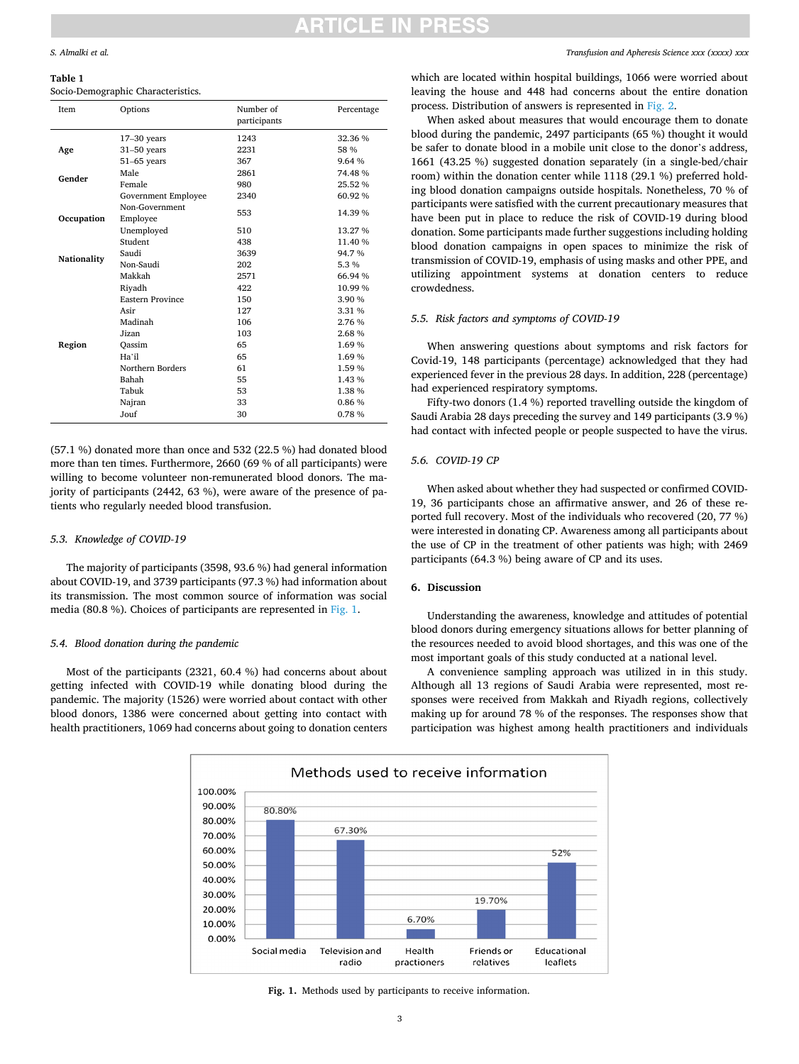**Table 1**
Socio-Demographic Characteristics.

| Item | Options | Number of participants | Percentage |
|---|---|---|---|
| Age | 17–30 years | 1243 | 32.36 % |
| | 31–50 years | 2231 | 58 % |
| | 51–65 years | 367 | 9.64 % |
| Gender | Male | 2861 | 74.48 % |
| | Female | 980 | 25.52 % |
| Occupation | Government Employee | 2340 | 60.92 % |
| | Non-Government Employee | 553 | 14.39 % |
| | Unemployed | 510 | 13.27 % |
| | Student | 438 | 11.40 % |
| Nationality | Saudi | 3639 | 94.7 % |
| | Non-Saudi | 202 | 5.3 % |
| Region | Makkah | 2571 | 66.94 % |
| | Riyadh | 422 | 10.99 % |
| | Eastern Province | 150 | 3.90 % |
| | Asir | 127 | 3.31 % |
| | Madinah | 106 | 2.76 % |
| | Jizan | 103 | 2.68 % |
| | Qassim | 65 | 1.69 % |
| | Ha'il | 65 | 1.69 % |
| | Northern Borders | 61 | 1.59 % |
| | Bahah | 55 | 1.43 % |
| | Tabuk | 53 | 1.38 % |
| | Najran | 33 | 0.86 % |
| | Jouf | 30 | 0.78 % |

(57.1 %) donated more than once and 532 (22.5 %) had donated blood more than ten times. Furthermore, 2660 (69 % of all participants) were willing to become volunteer non-remunerated blood donors. The majority of participants (2442, 63 %), were aware of the presence of patients who regularly needed blood transfusion.

### 5.3. Knowledge of COVID-19

The majority of participants (3598, 93.6 %) had general information about COVID-19, and 3739 participants (97.3 %) had information about its transmission. The most common source of information was social media (80.8 %). Choices of participants are represented in Fig. 1.

### 5.4. Blood donation during the pandemic

Most of the participants (2321, 60.4 %) had concerns about about getting infected with COVID-19 while donating blood during the pandemic. The majority (1526) were worried about contact with other blood donors, 1386 were concerned about getting into contact with health practitioners, 1069 had concerns about going to donation centers which are located within hospital buildings, 1066 were worried about leaving the house and 448 had concerns about the entire donation process. Distribution of answers is represented in Fig. 2.

When asked about measures that would encourage them to donate blood during the pandemic, 2497 participants (65 %) thought it would be safer to donate blood in a mobile unit close to the donor's address, 1661 (43.25 %) suggested donation separately (in a single-bed/chair room) within the donation center while 1118 (29.1 %) preferred holding blood donation campaigns outside hospitals. Nonetheless, 70 % of participants were satisfied with the current precautionary measures that have been put in place to reduce the risk of COVID-19 during blood donation. Some participants made further suggestions including holding blood donation campaigns in open spaces to minimize the risk of transmission of COVID-19, emphasis of using masks and other PPE, and utilizing appointment systems at donation centers to reduce crowdedness.

### 5.5. Risk factors and symptoms of COVID-19

When answering questions about symptoms and risk factors for Covid-19, 148 participants (percentage) acknowledged that they had experienced fever in the previous 28 days. In addition, 228 (percentage) had experienced respiratory symptoms.

Fifty-two donors (1.4 %) reported travelling outside the kingdom of Saudi Arabia 28 days preceding the survey and 149 participants (3.9 %) had contact with infected people or people suspected to have the virus.

### 5.6. COVID-19 CP

When asked about whether they had suspected or confirmed COVID-19, 36 participants chose an affirmative answer, and 26 of these reported full recovery. Most of the individuals who recovered (20, 77 %) were interested in donating CP. Awareness among all participants about the use of CP in the treatment of other patients was high; with 2469 participants (64.3 %) being aware of CP and its uses.

## 6. Discussion

Understanding the awareness, knowledge and attitudes of potential blood donors during emergency situations allows for better planning of the resources needed to avoid blood shortages, and this was one of the most important goals of this study conducted at a national level.

A convenience sampling approach was utilized in in this study. Although all 13 regions of Saudi Arabia were represented, most responses were received from Makkah and Riyadh regions, collectively making up for around 78 % of the responses. The responses show that participation was highest among health practitioners and individuals

**Fig. 1.** Methods used by participants to receive information.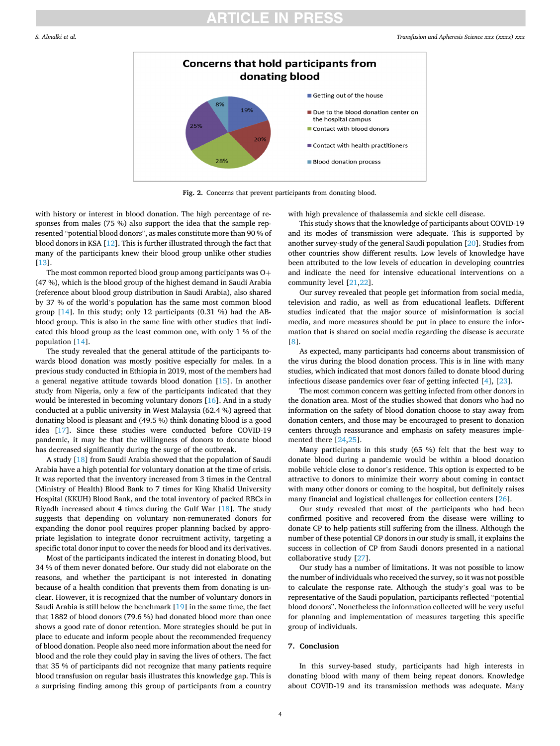Fig. 2. Concerns that prevent participants from donating blood.

with history or interest in blood donation. The high percentage of responses from males (75 %) also support the idea that the sample represented "potential blood donors", as males constitute more than 90 % of blood donors in KSA [12]. This is further illustrated through the fact that many of the participants knew their blood group unlike other studies [13].

The most common reported blood group among participants was O+ (47 %), which is the blood group of the highest demand in Saudi Arabia (reference about blood group distribution in Saudi Arabia), also shared by 37 % of the world's population has the same most common blood group [14]. In this study; only 12 participants (0.31 %) had the AB- blood group. This is also in the same line with other studies that indicated this blood group as the least common one, with only 1 % of the population [14].

The study revealed that the general attitude of the participants towards blood donation was mostly positive especially for males. In a previous study conducted in Ethiopia in 2019, most of the members had a general negative attitude towards blood donation [15]. In another study from Nigeria, only a few of the participants indicated that they would be interested in becoming voluntary donors [16]. And in a study conducted at a public university in West Malaysia (62.4 %) agreed that donating blood is pleasant and (49.5 %) think donating blood is a good idea [17]. Since these studies were conducted before COVID-19 pandemic, it may be that the willingness of donors to donate blood has decreased significantly during the surge of the outbreak.

A study [18] from Saudi Arabia showed that the population of Saudi Arabia have a high potential for voluntary donation at the time of crisis. It was reported that the inventory increased from 3 times in the Central (Ministry of Health) Blood Bank to 7 times for King Khalid University Hospital (KKUH) Blood Bank, and the total inventory of packed RBCs in Riyadh increased about 4 times during the Gulf War [18]. The study suggests that depending on voluntary non-remunerated donors for expanding the donor pool requires proper planning backed by appropriate legislation to integrate donor recruitment activity, targeting a specific total donor input to cover the needs for blood and its derivatives.

Most of the participants indicated the interest in donating blood, but 34 % of them never donated before. Our study did not elaborate on the reasons, and whether the participant is not interested in donating because of a health condition that prevents them from donating is unclear. However, it is recognized that the number of voluntary donors in Saudi Arabia is still below the benchmark [19] in the same time, the fact that 1882 of blood donors (79.6 %) had donated blood more than once shows a good rate of donor retention. More strategies should be put in place to educate and inform people about the recommended frequency of blood donation. People also need more information about the need for blood and the role they could play in saving the lives of others. The fact that 35 % of participants did not recognize that many patients require blood transfusion on regular basis illustrates this knowledge gap. This is a surprising finding among this group of participants from a country with high prevalence of thalassemia and sickle cell disease.

This study shows that the knowledge of participants about COVID-19 and its modes of transmission were adequate. This is supported by another survey-study of the general Saudi population [20]. Studies from other countries show different results. Low levels of knowledge have been attributed to the low levels of education in developing countries and indicate the need for intensive educational interventions on a community level [21,22].

Our survey revealed that people get information from social media, television and radio, as well as from educational leaflets. Different studies indicated that the major source of misinformation is social media, and more measures should be put in place to ensure the information that is shared on social media regarding the disease is accurate [8].

As expected, many participants had concerns about transmission of the virus during the blood donation process. This is in line with many studies, which indicated that most donors failed to donate blood during infectious disease pandemics over fear of getting infected [4], [23].

The most common concern was getting infected from other donors in the donation area. Most of the studies showed that donors who had no information on the safety of blood donation choose to stay away from donation centers, and those may be encouraged to present to donation centers through reassurance and emphasis on safety measures implemented there [24,25].

Many participants in this study (65 %) felt that the best way to donate blood during a pandemic would be within a blood donation mobile vehicle close to donor's residence. This option is expected to be attractive to donors to minimize their worry about coming in contact with many other donors or coming to the hospital, but definitely raises many financial and logistical challenges for collection centers [26].

Our study revealed that most of the participants who had been confirmed positive and recovered from the disease were willing to donate CP to help patients still suffering from the illness. Although the number of these potential CP donors in our study is small, it explains the success in collection of CP from Saudi donors presented in a national collaborative study [27].

Our study has a number of limitations. It was not possible to know the number of individuals who received the survey, so it was not possible to calculate the response rate. Although the study's goal was to be representative of the Saudi population, participants reflected "potential blood donors". Nonetheless the information collected will be very useful for planning and implementation of measures targeting this specific group of individuals.

## 7. Conclusion

In this survey-based study, participants had high interests in donating blood with many of them being repeat donors. Knowledge about COVID-19 and its transmission methods was adequate. Many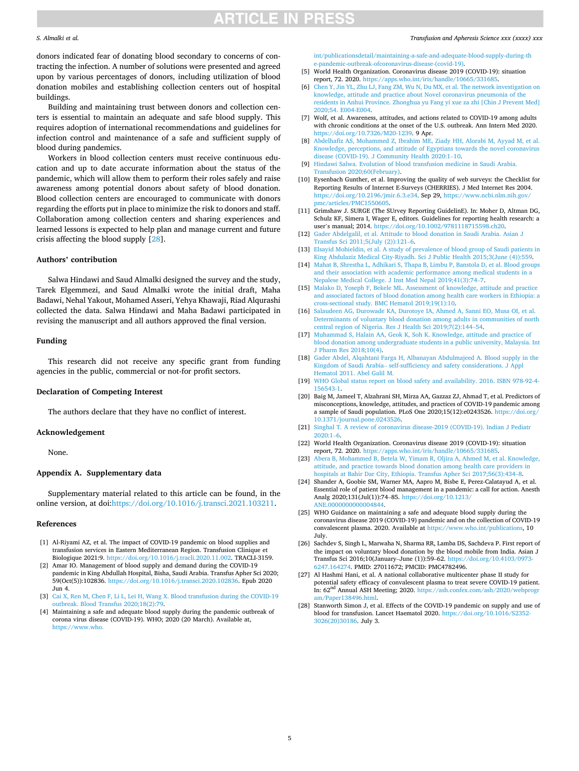donors indicated fear of donating blood secondary to concerns of contracting the infection. A number of solutions were presented and agreed upon by various percentages of donors, including utilization of blood donation mobiles and establishing collection centers out of hospital buildings.

Building and maintaining trust between donors and collection centers is essential to maintain an adequate and safe blood supply. This requires adoption of international recommendations and guidelines for infection control and maintenance of a safe and sufficient supply of blood during pandemics.

Workers in blood collection centers must receive continuous education and up to date accurate information about the status of the pandemic, which will allow them to perform their roles safely and raise awareness among potential donors about safety of blood donation. Blood collection centers are encouraged to communicate with donors regarding the efforts put in place to minimize the risk to donors and staff. Collaboration among collection centers and sharing experiences and learned lessons is expected to help plan and manage current and future crisis affecting the blood supply [28].

## Authors' contribution

Salwa Hindawi and Saud Almalki designed the survey and the study, Tarek Elgemmezi, and Saud Almalki wrote the initial draft, Maha Badawi, Nehal Yakout, Mohamed Asseri, Yehya Khawaji, Riad Alqurashi collected the data. Salwa Hindawi and Maha Badawi participated in revising the manuscript and all authors approved the final version.

## Funding

This research did not receive any specific grant from funding agencies in the public, commercial or not-for profit sectors.

## Declaration of Competing Interest

The authors declare that they have no conflict of interest.

## Acknowledgement

None.

## Appendix A. Supplementary data

Supplementary material related to this article can be found, in the online version, at doi:https://doi.org/10.1016/j.transci.2021.103211.

## References

[1] Al-Riyami AZ, et al. The impact of COVID-19 pandemic on blood supplies and transfusion services in Eastern Mediterranean Region. Transfusion Clinique et Biologique 2021:9. https://doi.org/10.1016/j.tracli.2020.11.002. TRACLI-3159.

[2] Amar IO. Management of blood supply and demand during the COVID-19 pandemic in King Abdullah Hospital, Bisha, Saudi Arabia. Transfus Apher Sci 2020; 59(Oct(5)):102836. https://doi.org/10.1016/j.transci.2020.102836. Epub 2020 Jun 4.

[3] Cai X, Ren M, Chen F, Li L, Lei H, Wang X. Blood transfusion during the COVID-19 outbreak. Blood Transfus 2020;18(2):79.

[4] Maintaining a safe and adequate blood supply during the pandemic outbreak of corona virus disease (COVID-19). WHO; 2020 (20 March). Available at, https://www.who.int/publicationsdetail/maintaining-a-safe-and-adequate-blood-supply-during-the-pandemic-outbreak-ofcoronavirus-disease-(covid-19).

[5] World Health Organization. Coronavirus disease 2019 (COVID-19): situation report, 72. 2020. https://apps.who.int/iris/handle/10665/331685.

[6] Chen Y, Jin YL, Zhu LJ, Fang ZM, Wu N, Du MX, et al. The network investigation on knowledge, attitude and practice about Novel coronavirus pneumonia of the residents in Anhui Province. Zhonghua yu Fang yi xue za zhi [Chin J Prevent Med] 2020;54. E004-E004.

[7] Wolf, et al. Awareness, attitudes, and actions related to COVID-19 among adults with chronic conditions at the onset of the U.S. outbreak. Ann Intern Med 2020. https://doi.org/10.7326/M20-1239. 9 Apr.

[8] Abdelhafiz AS, Mohammed Z, Ibrahim ME, Ziady HH, Alorabi M, Ayyad M, et al. Knowledge, perceptions, and attitude of Egyptians towards the novel coronavirus disease (COVID-19). J Community Health 2020:1–10.

[9] Hindawi Salwa. Evolution of blood transfusion medicine in Saudi Arabia. Transfusion 2020;60(February).

[10] Eysenbach Gunther, et al. Improving the quality of web surveys: the Checklist for Reporting Results of Internet E-Surveys (CHERRIES). J Med Internet Res 2004. https://doi.org/10.2196/jmir.6.3.e34. Sep 29, https://www.ncbi.nlm.nih.gov/pmc/articles/PMC1550605.

[11] Grimshaw J. SURGE (The SUrvey Reporting GuidelinE). In: Moher D, Altman DG, Schulz KF, Simera I, Wager E, editors. Guidelines for reporting health research: a user's manual; 2014. https://doi.org/10.1002/9781118715598.ch20.

[12] Gader Abdelgalil, et al. Attitude to blood donation in Saudi Arabia. Asian J Transfus Sci 2011;5(July (2)):121–6.

[13] Elsayid Mohieldin, et al. A study of prevalence of blood group of Saudi patients in King Abdulaziz Medical City-Riyadh. Sci J Public Health 2015;3(June (4)):559.

[14] Mahat B, Shrestha L, Adhikari S, Thapa B, Limbu P, Banstola D, et al. Blood groups and their association with academic performance among medical students in a Nepalese Medical College. J Inst Med Nepal 2019;41(3):74–7.

[15] Malako D, Yoseph F, Bekele ML. Assessment of knowledge, attitude and practice and associated factors of blood donation among health care workers in Ethiopia: a cross-sectional study. BMC Hematol 2019;19(1):10.

[16] Salaudeen AG, Durowade KA, Durotoye IA, Ahmed A, Sanni EO, Musa OI, et al. Determinants of voluntary blood donation among adults in communities of north central region of Nigeria. Res J Health Sci 2019;7(2):144–54.

[17] Muhammad S, Halain AA, Geok K, Soh K. Knowledge, attitude and practice of blood donation among undergraduate students in a public university, Malaysia. Int J Pharm Res 2018;10(4).

[18] Gader Abdel, Alqahtani Farga H, Albanayan Abdulmajeed A. Blood supply in the Kingdom of Saudi Arabia– self-sufficiency and safety considerations. J Appl Hematol 2011. Abel Galil M.

[19] WHO Global status report on blood safety and availability. 2016. ISBN 978-92-4-156543-1.

[20] Baig M, Jameel T, Alzahrani SH, Mirza AA, Gazzaz ZJ, Ahmad T, et al. Predictors of misconceptions, knowledge, attitudes, and practices of COVID-19 pandemic among a sample of Saudi population. PLoS One 2020;15(12):e0243526. https://doi.org/10.1371/journal.pone.0243526.

[21] Singhal T. A review of coronavirus disease-2019 (COVID-19). Indian J Pediatr 2020:1–6.

[22] World Health Organization. Coronavirus disease 2019 (COVID-19): situation report, 72. 2020. https://apps.who.int/iris/handle/10665/331685.

[23] Abera B, Mohammed B, Betela W, Yimam R, Oljira A, Ahmed M, et al. Knowledge, attitude, and practice towards blood donation among health care providers in hospitals at Bahir Dar City, Ethiopia. Transfus Apher Sci 2017;56(3):434–8.

[24] Shander A, Goobie SM, Warner MA, Aapro M, Bisbe E, Perez-Calatayud A, et al. Essential role of patient blood management in a pandemic: a call for action. Anesth Analg 2020;131(Jul(1)):74–85. https://doi.org/10.1213/ANE.0000000000004844.

[25] WHO Guidance on maintaining a safe and adequate blood supply during the coronavirus disease 2019 (COVID-19) pandemic and on the collection of COVID-19 convalescent plasma. 2020. Available at https://www.who.int/publications, 10 July.

[26] Sachdev S, Singh L, Marwaha N, Sharma RR, Lamba DS, Sachdeva P. First report of the impact on voluntary blood donation by the blood mobile from India. Asian J Transfus Sci 2016;10(January–June (1)):59–62. https://doi.org/10.4103/0973-6247.164274. PMID: 27011672; PMCID: PMC4782496.

[27] Al Hashmi Hani, et al. A national collaborative multicenter phase II study for potential safety efficacy of convalescent plasma to treat severe COVID-19 patient. In: 62nd Annual ASH Meeting; 2020. https://ash.confex.com/ash/2020/webprogram/Paper138496.html.

[28] Stanworth Simon J, et al. Effects of the COVID-19 pandemic on supply and use of blood for transfusion. Lancet Haematol 2020. https://doi.org/10.1016/S2352-3026(20)30186. July 3.